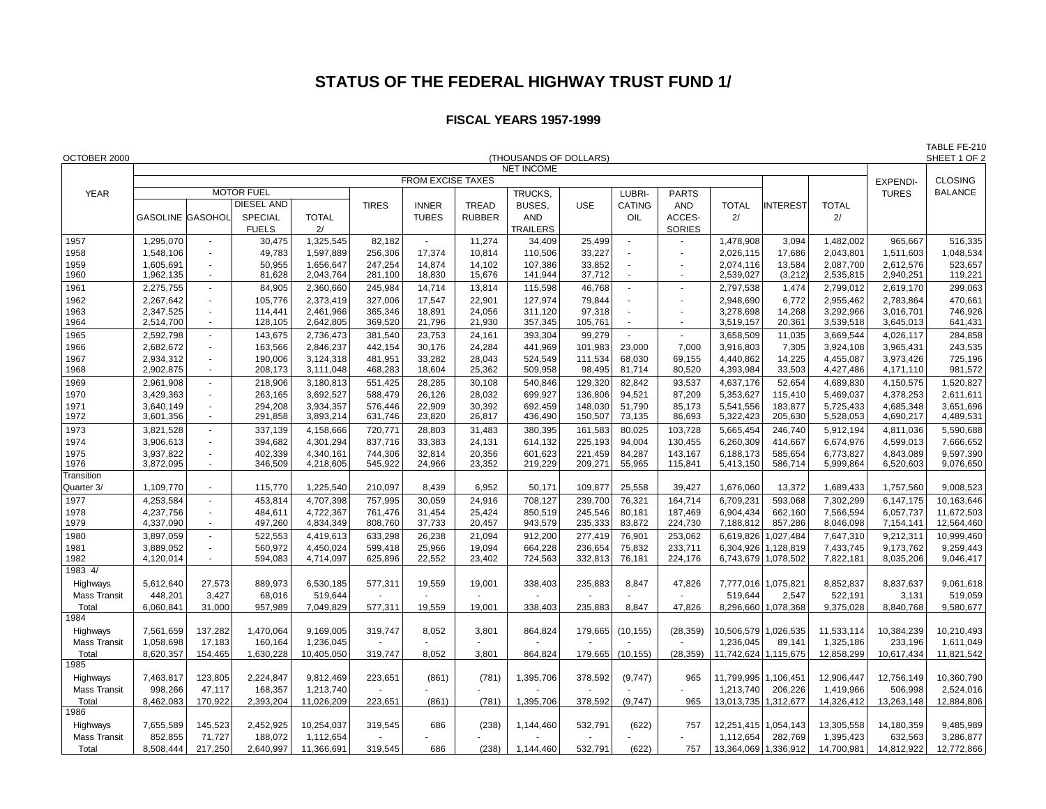# STATUS OF THE FEDERAL HIGHWAY TRUST FUND 1/

## FISCAL YEARS 1957-1999

OCTOBER 2000 — (THOUSANDS OF DOLLARS) — TABLE FE-210 SHEET 1 OF 2

| YEAR | NET INCOME | | | | | | | | | | | | | | | EXPENDI-TURES | CLOSING BALANCE |
|---|---|---|---|---|---|---|---|---|---|---|---|---|---|---|---|---|---|
| | FROM EXCISE TAXES | | | | | | | | | | | | | | | | |
| | MOTOR FUEL | | | | TIRES | INNER TUBES | TREAD RUBBER | TRUCKS, BUSES, AND TRAILERS | USE | LUBRI-CATING OIL | PARTS AND ACCES-SORIES | TOTAL 2/ | INTEREST | TOTAL 2/ | | | |
| | GASOLINE | GASOHOL | DIESEL AND SPECIAL FUELS | TOTAL 2/ | | | | | | | | | | | | | |
| 1957 | 1,295,070 | - | 30,475 | 1,325,545 | 82,182 | - | 11,274 | 34,409 | 25,499 | - | - | 1,478,908 | 3,094 | 1,482,002 | | 965,667 | 516,335 |
| 1958 | 1,548,106 | - | 49,783 | 1,597,889 | 256,306 | 17,374 | 10,814 | 110,506 | 33,227 | - | - | 2,026,115 | 17,686 | 2,043,801 | | 1,511,603 | 1,048,534 |
| 1959 | 1,605,691 | - | 50,955 | 1,656,647 | 247,254 | 14,874 | 14,102 | 107,386 | 33,852 | - | - | 2,074,116 | 13,584 | 2,087,700 | | 2,612,576 | 523,657 |
| 1960 | 1,962,135 | - | 81,628 | 2,043,764 | 281,100 | 18,830 | 15,676 | 141,944 | 37,712 | - | - | 2,539,027 | (3,212) | 2,535,815 | | 2,940,251 | 119,221 |
| 1961 | 2,275,755 | - | 84,905 | 2,360,660 | 245,984 | 14,714 | 13,814 | 115,598 | 46,768 | - | - | 2,797,538 | 1,474 | 2,799,012 | | 2,619,170 | 299,063 |
| 1962 | 2,267,642 | - | 105,776 | 2,373,419 | 327,006 | 17,547 | 22,901 | 127,974 | 79,844 | - | - | 2,948,690 | 6,772 | 2,955,462 | | 2,783,864 | 470,661 |
| 1963 | 2,347,525 | - | 114,441 | 2,461,966 | 365,346 | 18,891 | 24,056 | 311,120 | 97,318 | - | - | 3,278,698 | 14,268 | 3,292,966 | | 3,016,701 | 746,926 |
| 1964 | 2,514,700 | - | 128,105 | 2,642,805 | 369,520 | 21,796 | 21,930 | 357,345 | 105,761 | - | - | 3,519,157 | 20,361 | 3,539,518 | | 3,645,013 | 641,431 |
| 1965 | 2,592,798 | - | 143,675 | 2,736,473 | 381,540 | 23,753 | 24,161 | 393,304 | 99,279 | - | - | 3,658,509 | 11,035 | 3,669,544 | | 4,026,117 | 284,858 |
| 1966 | 2,682,672 | - | 163,566 | 2,846,237 | 442,154 | 30,176 | 24,284 | 441,969 | 101,983 | 23,000 | 7,000 | 3,916,803 | 7,305 | 3,924,108 | | 3,965,431 | 243,535 |
| 1967 | 2,934,312 | - | 190,006 | 3,124,318 | 481,951 | 33,282 | 28,043 | 524,549 | 111,534 | 68,030 | 69,155 | 4,440,862 | 14,225 | 4,455,087 | | 3,973,426 | 725,196 |
| 1968 | 2,902,875 | - | 208,173 | 3,111,048 | 468,283 | 18,604 | 25,362 | 509,958 | 98,495 | 81,714 | 80,520 | 4,393,984 | 33,503 | 4,427,486 | | 4,171,110 | 981,572 |
| 1969 | 2,961,908 | - | 218,906 | 3,180,813 | 551,425 | 28,285 | 30,108 | 540,846 | 129,320 | 82,842 | 93,537 | 4,637,176 | 52,654 | 4,689,830 | | 4,150,575 | 1,520,827 |
| 1970 | 3,429,363 | - | 263,165 | 3,692,527 | 588,479 | 26,126 | 28,032 | 699,927 | 136,806 | 94,521 | 87,209 | 5,353,627 | 115,410 | 5,469,037 | | 4,378,253 | 2,611,611 |
| 1971 | 3,640,149 | - | 294,208 | 3,934,357 | 576,446 | 22,909 | 30,392 | 692,459 | 148,030 | 51,790 | 85,173 | 5,541,556 | 183,877 | 5,725,433 | | 4,685,348 | 3,651,696 |
| 1972 | 3,601,356 | - | 291,858 | 3,893,214 | 631,746 | 23,820 | 26,817 | 436,490 | 150,507 | 73,135 | 86,693 | 5,322,423 | 205,630 | 5,528,053 | | 4,690,217 | 4,489,531 |
| 1973 | 3,821,528 | - | 337,139 | 4,158,666 | 720,771 | 28,803 | 31,483 | 380,395 | 161,583 | 80,025 | 103,728 | 5,665,454 | 246,740 | 5,912,194 | | 4,811,036 | 5,590,688 |
| 1974 | 3,906,613 | - | 394,682 | 4,301,294 | 837,716 | 33,383 | 24,131 | 614,132 | 225,193 | 94,004 | 130,455 | 6,260,309 | 414,667 | 6,674,976 | | 4,599,013 | 7,666,652 |
| 1975 | 3,937,822 | - | 402,339 | 4,340,161 | 744,306 | 32,814 | 20,356 | 601,623 | 221,459 | 84,287 | 143,167 | 6,188,173 | 585,654 | 6,773,827 | | 4,843,089 | 9,597,390 |
| 1976 | 3,872,095 | - | 346,509 | 4,218,605 | 545,922 | 24,966 | 23,352 | 219,229 | 209,271 | 55,965 | 115,841 | 5,413,150 | 586,714 | 5,999,864 | | 6,520,603 | 9,076,650 |
| Transition Quarter 3/ | 1,109,770 | - | 115,770 | 1,225,540 | 210,097 | 8,439 | 6,952 | 50,171 | 109,877 | 25,558 | 39,427 | 1,676,060 | 13,372 | 1,689,433 | | 1,757,560 | 9,008,523 |
| 1977 | 4,253,584 | - | 453,814 | 4,707,398 | 757,995 | 30,059 | 24,916 | 708,127 | 239,700 | 76,321 | 164,714 | 6,709,231 | 593,068 | 7,302,299 | | 6,147,175 | 10,163,646 |
| 1978 | 4,237,756 | - | 484,611 | 4,722,367 | 761,476 | 31,454 | 25,424 | 850,519 | 245,546 | 80,181 | 187,469 | 6,904,434 | 662,160 | 7,566,594 | | 6,057,737 | 11,672,503 |
| 1979 | 4,337,090 | - | 497,260 | 4,834,349 | 808,760 | 37,733 | 20,457 | 943,579 | 235,333 | 83,872 | 224,730 | 7,188,812 | 857,286 | 8,046,098 | | 7,154,141 | 12,564,460 |
| 1980 | 3,897,059 | - | 522,553 | 4,419,613 | 633,298 | 26,238 | 21,094 | 912,200 | 277,419 | 76,901 | 253,062 | 6,619,826 | 1,027,484 | 7,647,310 | | 9,212,311 | 10,999,460 |
| 1981 | 3,889,052 | - | 560,972 | 4,450,024 | 599,418 | 25,966 | 19,094 | 664,228 | 236,654 | 75,832 | 233,711 | 6,304,926 | 1,128,819 | 7,433,745 | | 9,173,762 | 9,259,443 |
| 1982 | 4,120,014 | - | 594,083 | 4,714,097 | 625,896 | 22,552 | 23,402 | 724,563 | 332,813 | 76,181 | 224,176 | 6,743,679 | 1,078,502 | 7,822,181 | | 8,035,206 | 9,046,417 |
| 1983 4/ | | | | | | | | | | | | | | | | | |
| Highways | 5,612,640 | 27,573 | 889,973 | 6,530,185 | 577,311 | 19,559 | 19,001 | 338,403 | 235,883 | 8,847 | 47,826 | 7,777,016 | 1,075,821 | 8,852,837 | | 8,837,637 | 9,061,618 |
| Mass Transit | 448,201 | 3,427 | 68,016 | 519,644 | - | - | - | - | - | - | - | 519,644 | 2,547 | 522,191 | | 3,131 | 519,059 |
| Total | 6,060,841 | 31,000 | 957,989 | 7,049,829 | 577,311 | 19,559 | 19,001 | 338,403 | 235,883 | 8,847 | 47,826 | 8,296,660 | 1,078,368 | 9,375,028 | | 8,840,768 | 9,580,677 |
| 1984 | | | | | | | | | | | | | | | | | |
| Highways | 7,561,659 | 137,282 | 1,470,064 | 9,169,005 | 319,747 | 8,052 | 3,801 | 864,824 | 179,665 | (10,155) | (28,359) | 10,506,579 | 1,026,535 | 11,533,114 | | 10,384,239 | 10,210,493 |
| Mass Transit | 1,058,698 | 17,183 | 160,164 | 1,236,045 | - | - | - | - | - | - | - | 1,236,045 | 89,141 | 1,325,186 | | 233,196 | 1,611,049 |
| Total | 8,620,357 | 154,465 | 1,630,228 | 10,405,050 | 319,747 | 8,052 | 3,801 | 864,824 | 179,665 | (10,155) | (28,359) | 11,742,624 | 1,115,675 | 12,858,299 | | 10,617,434 | 11,821,542 |
| 1985 | | | | | | | | | | | | | | | | | |
| Highways | 7,463,817 | 123,805 | 2,224,847 | 9,812,469 | 223,651 | (861) | (781) | 1,395,706 | 378,592 | (9,747) | 965 | 11,799,995 | 1,106,451 | 12,906,447 | | 12,756,149 | 10,360,790 |
| Mass Transit | 998,266 | 47,117 | 168,357 | 1,213,740 | - | - | - | - | - | - | - | 1,213,740 | 206,226 | 1,419,966 | | 506,998 | 2,524,016 |
| Total | 8,462,083 | 170,922 | 2,393,204 | 11,026,209 | 223,651 | (861) | (781) | 1,395,706 | 378,592 | (9,747) | 965 | 13,013,735 | 1,312,677 | 14,326,412 | | 13,263,148 | 12,884,806 |
| 1986 | | | | | | | | | | | | | | | | | |
| Highways | 7,655,589 | 145,523 | 2,452,925 | 10,254,037 | 319,545 | 686 | (238) | 1,144,460 | 532,791 | (622) | 757 | 12,251,415 | 1,054,143 | 13,305,558 | | 14,180,359 | 9,485,989 |
| Mass Transit | 852,855 | 71,727 | 188,072 | 1,112,654 | - | - | - | - | - | - | - | 1,112,654 | 282,769 | 1,395,423 | | 632,563 | 3,286,877 |
| Total | 8,508,444 | 217,250 | 2,640,997 | 11,366,691 | 319,545 | 686 | (238) | 1,144,460 | 532,791 | (622) | 757 | 13,364,069 | 1,336,912 | 14,700,981 | | 14,812,922 | 12,772,866 |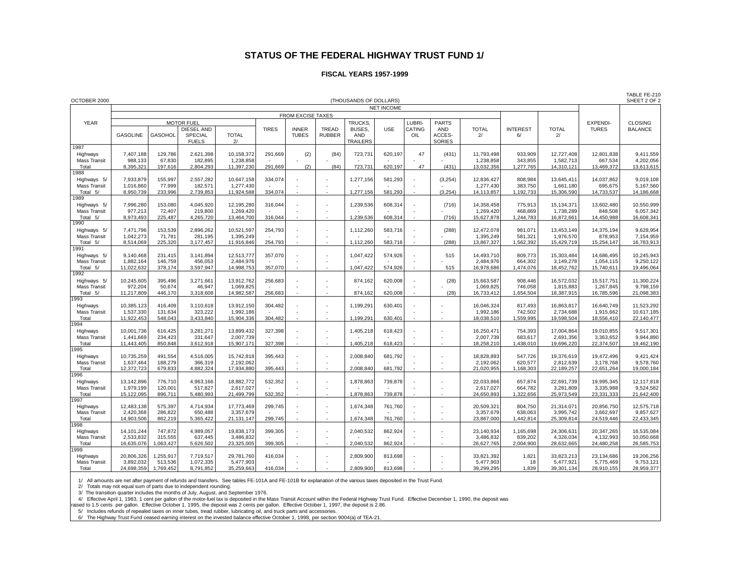# STATUS OF THE FEDERAL HIGHWAY TRUST FUND 1/

### FISCAL YEARS 1957-1999

OCTOBER 2000 (THOUSANDS OF DOLLARS) TABLE FE-210 SHEET 2 OF 2

| YEAR | NET INCOME | | | | | | | | | | | | | | | EXPEND-ITURES | CLOSING BALANCE |
|---|---|---|---|---|---|---|---|---|---|---|---|---|---|---|---|---|---|
| | FROM EXCISE TAXES | | | | | | | | | | | | | | | | |
| | MOTOR FUEL | | | | TIRES | INNER TUBES | TREAD RUBBER | TRUCKS, BUSES, AND TRAILERS | USE | LUBRI-CATING OIL | PARTS AND ACCES-SORIES | TOTAL 2/ | INTEREST 6/ | TOTAL 2/ | | | |
| | GASOLINE | GASOHOL | DIESEL AND SPECIAL FUELS | TOTAL 2/ | | | | | | | | | | | | | |
| 1987 | | | | | | | | | | | | | | | | | |
| Highways | 7,407,188 | 129,786 | 2,621,398 | 10,158,372 | 291,669 | (2) | (84) | 723,731 | 620,197 | 47 | (431) | 11,793,498 | 933,909 | 12,727,408 | | 12,801,838 | 9,411,559 |
| Mass Transit | 988,133 | 67,830 | 182,895 | 1,238,858 | - | - | - | - | - | - | - | 1,238,858 | 343,855 | 1,582,713 | | 667,534 | 4,202,056 |
| Total | 8,395,321 | 197,616 | 2,804,293 | 11,397,230 | 291,669 | (2) | (84) | 723,731 | 620,197 | 47 | (431) | 13,032,356 | 1,277,765 | 14,310,121 | | 13,469,372 | 13,613,615 |
| 1988 | | | | | | | | | | | | | | | | | |
| Highways 5/ | 7,933,879 | 155,997 | 2,557,282 | 10,647,158 | 334,074 | - | - | 1,277,156 | 581,293 | - | (3,254) | 12,836,427 | 808,984 | 13,645,411 | | 14,037,862 | 9,019,108 |
| Mass Transit | 1,016,860 | 77,999 | 182,571 | 1,277,430 | - | - | - | - | - | - | - | 1,277,430 | 383,750 | 1,661,180 | | 695,675 | 5,167,560 |
| Total 5/ | 8,950,739 | 233,996 | 2,739,853 | 11,924,588 | 334,074 | - | - | 1,277,156 | 581,293 | - | (3,254) | 14,113,857 | 1,192,733 | 15,306,590 | | 14,733,537 | 14,186,668 |
| 1989 | | | | | | | | | | | | | | | | | |
| Highways 5/ | 7,996,280 | 153,080 | 4,045,920 | 12,195,280 | 316,044 | - | - | 1,239,536 | 608,314 | - | (716) | 14,358,458 | 775,913 | 15,134,371 | | 13,602,480 | 10,550,999 |
| Mass Transit | 977,213 | 72,407 | 219,800 | 1,269,420 | - | - | - | - | - | - | - | 1,269,420 | 468,869 | 1,738,289 | | 848,508 | 6,057,342 |
| Total 5/ | 8,973,493 | 225,487 | 4,265,720 | 13,464,700 | 316,044 | - | - | 1,239,536 | 608,314 | - | (716) | 15,627,878 | 1,244,783 | 16,872,661 | | 14,450,988 | 16,608,341 |
| 1990 | | | | | | | | | | | | | | | | | |
| Highways 5/ | 7,471,796 | 153,539 | 2,896,262 | 10,521,597 | 254,793 | - | - | 1,112,260 | 583,716 | - | (288) | 12,472,078 | 981,071 | 13,453,149 | | 14,375,194 | 9,628,954 |
| Mass Transit | 1,042,273 | 71,781 | 281,195 | 1,395,249 | - | - | - | - | - | - | - | 1,395,249 | 581,321 | 1,976,570 | | 878,953 | 7,154,959 |
| Total 5/ | 8,514,069 | 225,320 | 3,177,457 | 11,916,846 | 254,793 | - | - | 1,112,260 | 583,716 | - | (288) | 13,867,327 | 1,562,392 | 15,429,719 | | 15,254,147 | 16,783,913 |
| 1991 | | | | | | | | | | | | | | | | | |
| Highways 5/ | 9,140,468 | 231,415 | 3,141,894 | 12,513,777 | 357,070 | - | - | 1,047,422 | 574,926 | - | 515 | 14,493,710 | 809,773 | 15,303,484 | | 14,686,495 | 10,245,943 |
| Mass Transit | 1,882,164 | 146,759 | 456,053 | 2,484,976 | - | - | - | - | - | - | - | 2,484,976 | 664,302 | 3,149,278 | | 1,054,115 | 9,250,122 |
| Total 5/ | 11,022,632 | 378,174 | 3,597,947 | 14,998,753 | 357,070 | - | - | 1,047,422 | 574,926 | - | 515 | 16,978,686 | 1,474,076 | 18,452,762 | | 15,740,611 | 19,496,064 |
| 1992 | | | | | | | | | | | | | | | | | |
| Highways 5/ | 10,245,605 | 395,496 | 3,271,661 | 13,912,762 | 256,683 | - | - | 874,162 | 620,008 | - | (28) | 15,663,587 | 908,446 | 16,572,032 | | 15,517,751 | 11,300,224 |
| Mass Transit | 972,204 | 50,674 | 46,947 | 1,069,825 | - | - | - | - | - | - | - | 1,069,825 | 746,058 | 1,815,883 | | 1,267,845 | 9,798,159 |
| Total 5/ | 11,217,809 | 446,170 | 3,318,608 | 14,982,587 | 256,683 | - | - | 874,162 | 620,008 | - | (28) | 16,733,412 | 1,654,504 | 18,387,915 | | 16,785,596 | 21,098,383 |
| 1993 | | | | | | | | | | | | | | | | | |
| Highways | 10,385,123 | 416,409 | 3,110,618 | 13,912,150 | 304,482 | - | - | 1,199,291 | 630,401 | - | - | 16,046,324 | 817,493 | 16,863,817 | | 16,640,749 | 11,523,292 |
| Mass Transit | 1,537,330 | 131,634 | 323,222 | 1,992,186 | - | - | - | - | - | - | - | 1,992,186 | 742,502 | 2,734,688 | | 1,915,662 | 10,617,185 |
| Total | 11,922,453 | 548,043 | 3,433,840 | 15,904,336 | 304,482 | - | - | 1,199,291 | 630,401 | - | - | 18,038,510 | 1,559,995 | 19,598,504 | | 18,556,410 | 22,140,477 |
| 1994 | | | | | | | | | | | | | | | | | |
| Highways | 10,001,736 | 616,425 | 3,281,271 | 13,899,432 | 327,398 | - | - | 1,405,218 | 618,423 | - | - | 16,250,471 | 754,393 | 17,004,864 | | 19,010,855 | 9,517,301 |
| Mass Transit | 1,441,669 | 234,423 | 331,647 | 2,007,739 | - | - | - | - | - | - | - | 2,007,739 | 683,617 | 2,691,356 | | 3,363,652 | 9,944,890 |
| Total | 11,443,405 | 850,848 | 3,612,918 | 15,907,171 | 327,398 | - | - | 1,405,218 | 618,423 | - | - | 18,258,210 | 1,438,010 | 19,696,220 | | 22,374,507 | 19,462,190 |
| 1995 | | | | | | | | | | | | | | | | | |
| Highways | 10,735,259 | 491,554 | 4,516,005 | 15,742,818 | 395,443 | - | - | 2,008,840 | 681,792 | - | - | 18,828,893 | 547,726 | 19,376,619 | | 19,472,496 | 9,421,424 |
| Mass Transit | 1,637,464 | 188,279 | 366,319 | 2,192,062 | - | - | - | - | - | - | - | 2,192,062 | 620,577 | 2,812,639 | | 3,178,768 | 9,578,760 |
| Total | 12,372,723 | 679,833 | 4,882,324 | 17,934,880 | 395,443 | - | - | 2,008,840 | 681,792 | - | - | 21,020,955 | 1,168,303 | 22,189,257 | | 22,651,264 | 19,000,184 |
| 1996 | | | | | | | | | | | | | | | | | |
| Highways | 13,142,896 | 776,710 | 4,963,166 | 18,882,772 | 532,352 | - | - | 1,878,863 | 739,878 | - | - | 22,033,866 | 657,874 | 22,691,739 | | 19,995,345 | 12,117,818 |
| Mass Transit | 1,979,199 | 120,001 | 517,827 | 2,617,027 | - | - | - | - | - | - | - | 2,617,027 | 664,782 | 3,281,809 | | 3,335,988 | 9,524,582 |
| Total | 15,122,095 | 896,711 | 5,480,993 | 21,499,799 | 532,352 | - | - | 1,878,863 | 739,878 | - | - | 24,650,893 | 1,322,656 | 25,973,549 | | 23,331,333 | 21,642,400 |
| 1997 | | | | | | | | | | | | | | | | | |
| Highways | 12,483,138 | 575,397 | 4,714,934 | 17,773,469 | 299,745 | - | - | 1,674,348 | 761,760 | - | - | 20,509,321 | 804,750 | 21,314,071 | | 20,856,750 | 12,575,718 |
| Mass Transit | 2,420,368 | 286,822 | 650,488 | 3,357,679 | - | - | - | - | - | - | - | 3,357,679 | 638,063 | 3,995,742 | | 3,662,697 | 9,857,627 |
| Total | 14,903,506 | 862,219 | 5,365,422 | 21,131,147 | 299,745 | - | - | 1,674,348 | 761,760 | - | - | 23,867,000 | 1,442,814 | 25,309,814 | | 24,519,446 | 22,433,345 |
| 1998 | | | | | | | | | | | | | | | | | |
| Highways | 14,101,244 | 747,872 | 4,989,057 | 19,838,173 | 399,305 | - | - | 2,040,532 | 862,924 | - | - | 23,140,934 | 1,165,698 | 24,306,631 | | 20,347,265 | 16,535,084 |
| Mass Transit | 2,533,832 | 315,555 | 637,445 | 3,486,832 | - | - | - | - | - | - | - | 3,486,832 | 839,202 | 4,326,034 | | 4,132,993 | 10,050,668 |
| Total | 16,635,076 | 1,063,427 | 5,626,502 | 23,325,005 | 399,305 | - | - | 2,040,532 | 862,924 | - | - | 26,627,765 | 2,004,900 | 28,632,665 | | 24,480,258 | 26,585,753 |
| 1999 | | | | | | | | | | | | | | | | | |
| Highways | 20,806,326 | 1,255,917 | 7,719,517 | 29,781,760 | 416,034 | - | - | 2,809,900 | 813,698 | - | - | 33,821,392 | 1,821 | 33,823,213 | | 23,134,686 | 19,206,256 |
| Mass Transit | 3,892,032 | 513,536 | 1,072,335 | 5,477,903 | - | - | - | - | - | - | - | 5,477,903 | 18 | 5,477,921 | | 5,775,469 | 9,753,121 |
| Total | 24,698,359 | 1,769,452 | 8,791,852 | 35,259,663 | 416,034 | - | - | 2,809,900 | 813,698 | - | - | 39,299,295 | 1,839 | 39,301,134 | | 28,910,155 | 28,959,377 |

1/ All amounts are net after payment of refunds and transfers. See tables FE-101A and FE-101B for explanation of the various taxes deposited in the Trust Fund.
2/ Totals may not equal sum of parts due to independent rounding.
3/ The transition quarter includes the months of July, August, and September 1976.
4/ Effective April 1, 1983, 1 cent per gallon of the motor-fuel tax is deposited in the Mass Transit Account within the Federal Highway Trust Fund. Effective December 1, 1990, the deposit was raised to 1.5 cents per gallon. Effective October 1, 1995, the deposit was 2 cents per gallon. Effective October 1, 1997, the deposit is 2.86.
5/ Includes refunds of repealed taxes on inner tubes, tread rubber, lubricating oil, and truck parts and accessories.
6/ The Highway Trust Fund ceased earning interest on the invested balance effective October 1, 1998, per section 9004(a) of TEA-21.